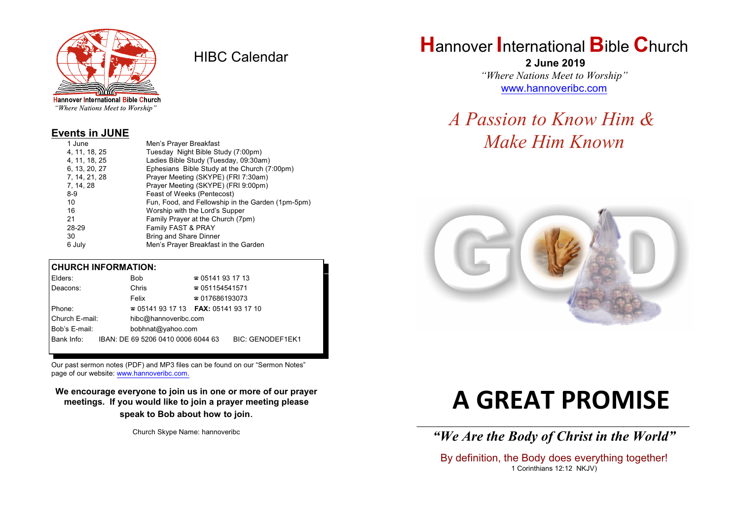Hannover International Bible Church
*"Where Nations Meet to Worship"*

# HIBC Calendar

## Events in JUNE

| | |
|---|---|
| 1 June | Men's Prayer Breakfast |
| 4, 11, 18, 25 | Tuesday Night Bible Study (7:00pm) |
| 4, 11, 18, 25 | Ladies Bible Study (Tuesday, 09:30am) |
| 6, 13, 20, 27 | Ephesians Bible Study at the Church (7:00pm) |
| 7, 14, 21, 28 | Prayer Meeting (SKYPE) (FRI 7:30am) |
| 7, 14, 28 | Prayer Meeting (SKYPE) (FRI 9:00pm) |
| 8-9 | Feast of Weeks (Pentecost) |
| 10 | Fun, Food, and Fellowship in the Garden (1pm-5pm) |
| 16 | Worship with the Lord's Supper |
| 21 | Family Prayer at the Church (7pm) |
| 28-29 | Family FAST & PRAY |
| 30 | Bring and Share Dinner |
| 6 July | Men's Prayer Breakfast in the Garden |

## CHURCH INFORMATION:

| | | |
|---|---|---|
| Elders: | Bob | ☎ 05141 93 17 13 |
| Deacons: | Chris | ☎ 051154541571 |
| | Felix | ☎ 017686193073 |
| Phone: | ☎ 05141 93 17 13 | **FAX:** 05141 93 17 10 |
| Church E-mail: | hibc@hannoveribc.com | |
| Bob's E-mail: | bobhnat@yahoo.com | |
| Bank Info: | IBAN: DE 69 5206 0410 0006 6044 63 | BIC: GENODEF1EK1 |

Our past sermon notes (PDF) and MP3 files can be found on our "Sermon Notes" page of our website: www.hannoveribc.com.

**We encourage everyone to join us in one or more of our prayer meetings. If you would like to join a prayer meeting please speak to Bob about how to join.**

Church Skype Name: hannoveribc

# Hannover International Bible Church

**2 June 2019**

*"Where Nations Meet to Worship"*

www.hannoveribc.com

## *A Passion to Know Him & Make Him Known*

# A GREAT PROMISE

---

***"We Are the Body of Christ in the World"***

By definition, the Body does everything together!
1 Corinthians 12:12 NKJV)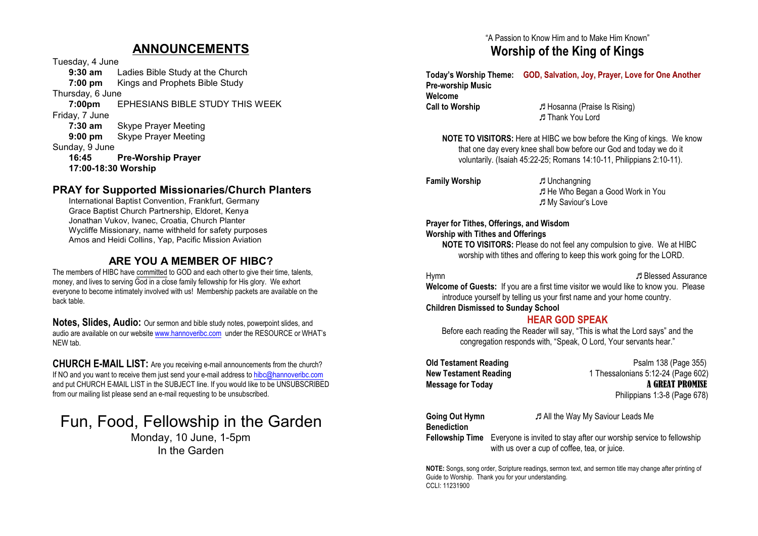## ANNOUNCEMENTS

Tuesday, 4 June

- **9:30 am** Ladies Bible Study at the Church
- **7:00 pm** Kings and Prophets Bible Study

Thursday, 6 June

- **7:00pm** EPHESIANS BIBLE STUDY THIS WEEK

Friday, 7 June

- **7:30 am** Skype Prayer Meeting
- **9:00 pm** Skype Prayer Meeting

Sunday, 9 June

- **16:45 Pre-Worship Prayer**
- **17:00-18:30 Worship**

### PRAY for Supported Missionaries/Church Planters

International Baptist Convention, Frankfurt, Germany
Grace Baptist Church Partnership, Eldoret, Kenya
Jonathan Vukov, Ivanec, Croatia, Church Planter
Wycliffe Missionary, name withheld for safety purposes
Amos and Heidi Collins, Yap, Pacific Mission Aviation

### ARE YOU A MEMBER OF HIBC?

The members of HIBC have committed to GOD and each other to give their time, talents, money, and lives to serving God in a close family fellowship for His glory. We exhort everyone to become intimately involved with us! Membership packets are available on the back table.

**Notes, Slides, Audio:** Our sermon and bible study notes, powerpoint slides, and audio are available on our website www.hannoveribc.com under the RESOURCE or WHAT's NEW tab.

**CHURCH E-MAIL LIST:** Are you receiving e-mail announcements from the church? If NO and you want to receive them just send your e-mail address to hibc@hannoveribc.com and put CHURCH E-MAIL LIST in the SUBJECT line. If you would like to be UNSUBSCRIBED from our mailing list please send an e-mail requesting to be unsubscribed.

# Fun, Food, Fellowship in the Garden

Monday, 10 June, 1-5pm
In the Garden

"A Passion to Know Him and to Make Him Known"

# Worship of the King of Kings

**Today's Worship Theme:** **GOD, Salvation, Joy, Prayer, Love for One Another**

**Pre-worship Music**

**Welcome**

**Call to Worship** ♬ Hosanna (Praise Is Rising)
♬ Thank You Lord

**NOTE TO VISITORS:** Here at HIBC we bow before the King of kings. We know that one day every knee shall bow before our God and today we do it voluntarily. (Isaiah 45:22-25; Romans 14:10-11, Philippians 2:10-11).

**Family Worship** ♬ Unchangning
♬ He Who Began a Good Work in You
♬ My Saviour's Love

**Prayer for Tithes, Offerings, and Wisdom**

**Worship with Tithes and Offerings**

**NOTE TO VISITORS:** Please do not feel any compulsion to give. We at HIBC worship with tithes and offering to keep this work going for the LORD.

Hymn ♬ Blessed Assurance

**Welcome of Guests:** If you are a first time visitor we would like to know you. Please introduce yourself by telling us your first name and your home country.

**Children Dismissed to Sunday School**

## HEAR GOD SPEAK

Before each reading the Reader will say, "This is what the Lord says" and the congregation responds with, "Speak, O Lord, Your servants hear."

**Old Testament Reading** Psalm 138 (Page 355)

**New Testament Reading** 1 Thessalonians 5:12-24 (Page 602)

**Message for Today** **A GREAT PROMISE**
Philippians 1:3-8 (Page 678)

**Going Out Hymn** ♬ All the Way My Saviour Leads Me

**Benediction**

**Fellowship Time** Everyone is invited to stay after our worship service to fellowship with us over a cup of coffee, tea, or juice.

**NOTE:** Songs, song order, Scripture readings, sermon text, and sermon title may change after printing of Guide to Worship. Thank you for your understanding.
CCLI: 11231900